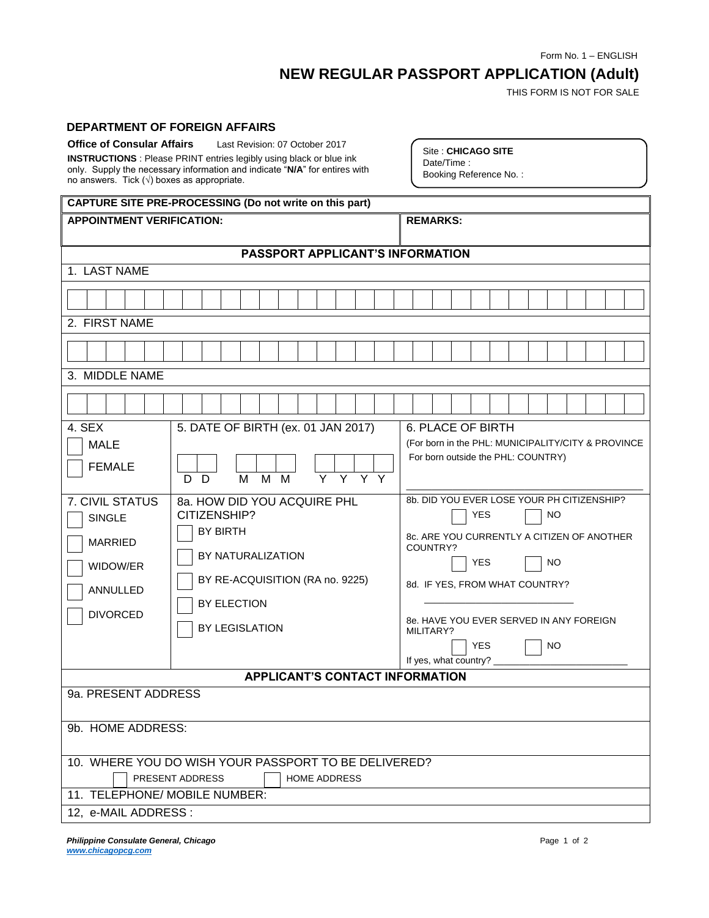Form No. 1 – ENGLISH

# NEW REGULAR PASSPORT APPLICATION (Adult)

THIS FORM IS NOT FOR SALE

## DEPARTMENT OF FOREIGN AFFAIRS

**Office of Consular Affairs** Last Revision: 07 October 2017

**INSTRUCTIONS** : Please PRINT entries legibly using black or blue ink only. Supply the necessary information and indicate "**N/A**" for entires with no answers. Tick (√) boxes as appropriate.

Site : **CHICAGO SITE**
Date/Time :
Booking Reference No. :

| **CAPTURE SITE PRE-PROCESSING (Do not write on this part)** | |
|---|---|
| **APPOINTMENT VERIFICATION:** | **REMARKS:** |

### PASSPORT APPLICANT'S INFORMATION

1. LAST NAME

2. FIRST NAME

3. MIDDLE NAME

| 4. SEX | 5. DATE OF BIRTH (ex. 01 JAN 2017) | 6. PLACE OF BIRTH |
|---|---|---|
| ☐ MALE<br>☐ FEMALE | D D &nbsp; M M M &nbsp; Y Y Y Y | (For born in the PHL: MUNICIPALITY/CITY & PROVINCE<br>For born outside the PHL: COUNTRY)<br>\_\_\_\_\_\_\_\_\_\_\_\_\_\_\_\_\_\_\_\_ |

| 7. CIVIL STATUS | 8a. HOW DID YOU ACQUIRE PHL CITIZENSHIP? | |
|---|---|---|
| ☐ SINGLE<br>☐ MARRIED<br>☐ WIDOW/ER<br>☐ ANNULLED<br>☐ DIVORCED | ☐ BY BIRTH<br>☐ BY NATURALIZATION<br>☐ BY RE-ACQUISITION (RA no. 9225)<br>☐ BY ELECTION<br>☐ BY LEGISLATION | 8b. DID YOU EVER LOSE YOUR PH CITIZENSHIP?<br>☐ YES ☐ NO<br>8c. ARE YOU CURRENTLY A CITIZEN OF ANOTHER COUNTRY?<br>☐ YES ☐ NO<br>8d. IF YES, FROM WHAT COUNTRY?<br>\_\_\_\_\_\_\_\_\_\_\_\_\_\_\_\_\_\_\_\_<br>8e. HAVE YOU EVER SERVED IN ANY FOREIGN MILITARY?<br>☐ YES ☐ NO<br>If yes, what country? \_\_\_\_\_\_\_\_\_\_\_\_\_\_\_\_\_\_\_\_ |

### APPLICANT'S CONTACT INFORMATION

9a. PRESENT ADDRESS

9b. HOME ADDRESS:

10. WHERE YOU DO WISH YOUR PASSPORT TO BE DELIVERED?

☐ PRESENT ADDRESS ☐ HOME ADDRESS

11. TELEPHONE/ MOBILE NUMBER:

12, e-MAIL ADDRESS :

***Philippine Consulate General, Chicago***
***www.chicagopcg.com***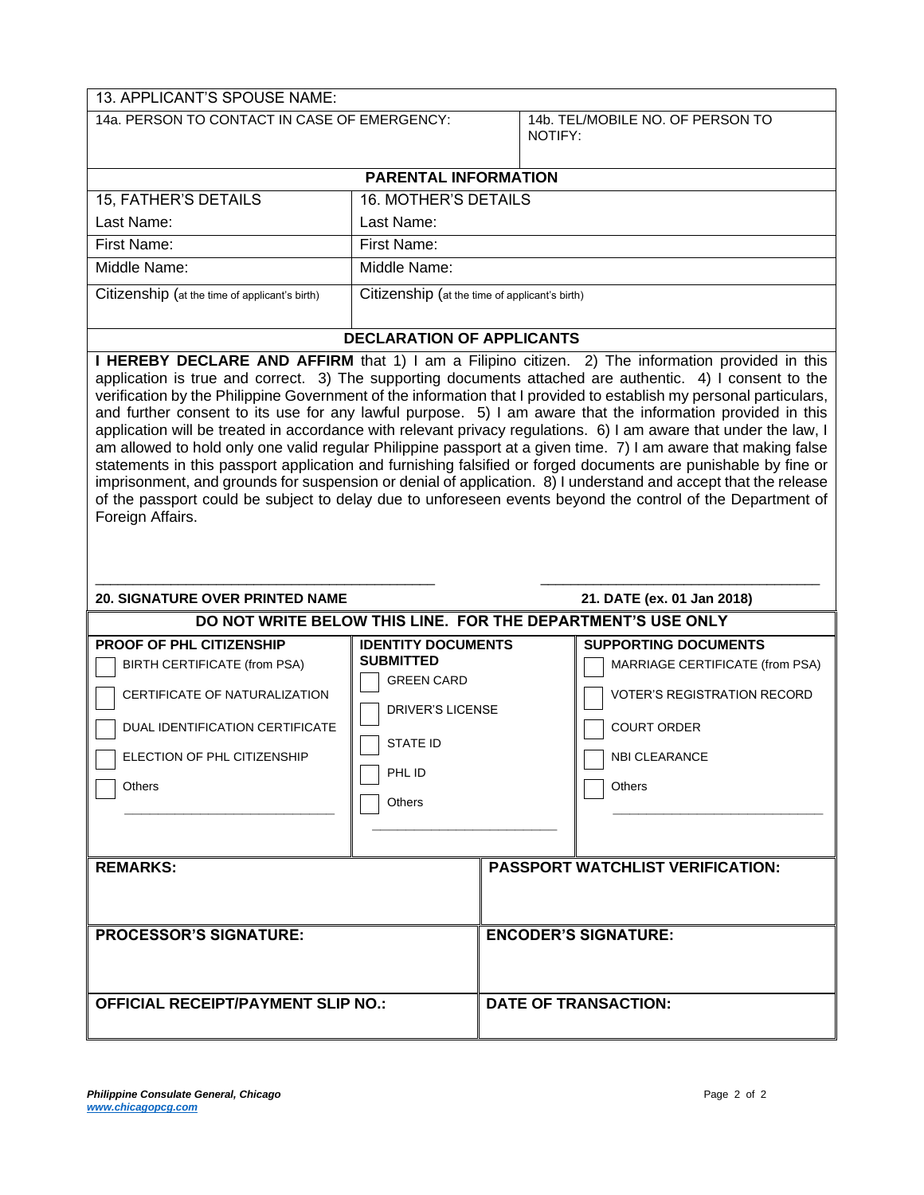| | | |
|---|---|---|
| 13. APPLICANT'S SPOUSE NAME: | | |
| 14a. PERSON TO CONTACT IN CASE OF EMERGENCY: | | 14b. TEL/MOBILE NO. OF PERSON TO NOTIFY: |

## PARENTAL INFORMATION

| 15, FATHER'S DETAILS | 16. MOTHER'S DETAILS |
|---|---|
| Last Name: | Last Name: |
| First Name: | First Name: |
| Middle Name: | Middle Name: |
| Citizenship (at the time of applicant's birth) | Citizenship (at the time of applicant's birth) |

## DECLARATION OF APPLICANTS

**I HEREBY DECLARE AND AFFIRM** that 1) I am a Filipino citizen. 2) The information provided in this application is true and correct. 3) The supporting documents attached are authentic. 4) I consent to the verification by the Philippine Government of the information that I provided to establish my personal particulars, and further consent to its use for any lawful purpose. 5) I am aware that the information provided in this application will be treated in accordance with relevant privacy regulations. 6) I am aware that under the law, I am allowed to hold only one valid regular Philippine passport at a given time. 7) I am aware that making false statements in this passport application and furnishing falsified or forged documents are punishable by fine or imprisonment, and grounds for suspension or denial of application. 8) I understand and accept that the release of the passport could be subject to delay due to unforeseen events beyond the control of the Department of Foreign Affairs.

\_\_\_\_\_\_\_\_\_\_\_\_\_\_\_\_\_\_\_\_\_\_\_\_\_\_\_\_\_\_\_\_\_\_\_\_\_\_\_ \_\_\_\_\_\_\_\_\_\_\_\_\_\_\_\_\_\_\_\_\_\_\_\_\_\_\_\_\_\_\_\_\_

**20. SIGNATURE OVER PRINTED NAME** **21. DATE (ex. 01 Jan 2018)**

**DO NOT WRITE BELOW THIS LINE. FOR THE DEPARTMENT'S USE ONLY**

| **PROOF OF PHL CITIZENSHIP** | **IDENTITY DOCUMENTS SUBMITTED** | **SUPPORTING DOCUMENTS** |
|---|---|---|
| ☐ BIRTH CERTIFICATE (from PSA) | ☐ GREEN CARD | ☐ MARRIAGE CERTIFICATE (from PSA) |
| ☐ CERTIFICATE OF NATURALIZATION | ☐ DRIVER'S LICENSE | ☐ VOTER'S REGISTRATION RECORD |
| ☐ DUAL IDENTIFICATION CERTIFICATE | ☐ STATE ID | ☐ COURT ORDER |
| ☐ ELECTION OF PHL CITIZENSHIP | ☐ PHL ID | ☐ NBI CLEARANCE |
| ☐ Others \_\_\_\_\_\_\_\_\_\_\_\_\_\_\_\_\_\_\_\_ | ☐ Others \_\_\_\_\_\_\_\_\_\_\_\_\_\_\_\_\_\_\_\_ | ☐ Others \_\_\_\_\_\_\_\_\_\_\_\_\_\_\_\_\_\_\_\_ |

| | |
|---|---|
| **REMARKS:** | **PASSPORT WATCHLIST VERIFICATION:** |
| **PROCESSOR'S SIGNATURE:** | **ENCODER'S SIGNATURE:** |
| **OFFICIAL RECEIPT/PAYMENT SLIP NO.:** | **DATE OF TRANSACTION:** |

***Philippine Consulate General, Chicago***
***www.chicagopcg.com***